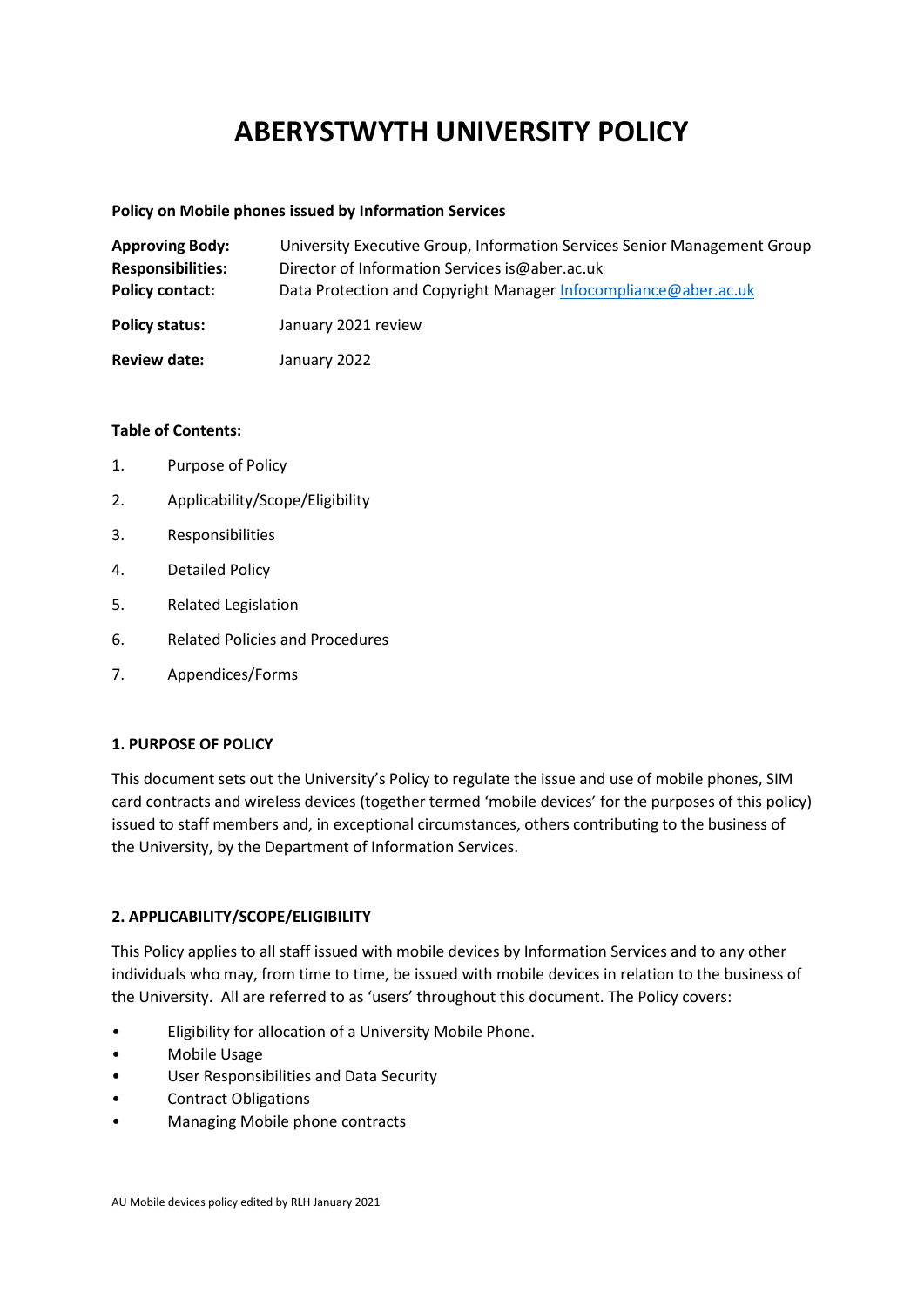# ABERYSTWYTH UNIVERSITY POLICY

**Policy on Mobile phones issued by Information Services**

| | |
|---|---|
| **Approving Body:** | University Executive Group, Information Services Senior Management Group |
| **Responsibilities:** | Director of Information Services is@aber.ac.uk |
| **Policy contact:** | Data Protection and Copyright Manager Infocompliance@aber.ac.uk |
| **Policy status:** | January 2021 review |
| **Review date:** | January 2022 |

**Table of Contents:**

1. Purpose of Policy
2. Applicability/Scope/Eligibility
3. Responsibilities
4. Detailed Policy
5. Related Legislation
6. Related Policies and Procedures
7. Appendices/Forms

## 1. PURPOSE OF POLICY

This document sets out the University's Policy to regulate the issue and use of mobile phones, SIM card contracts and wireless devices (together termed 'mobile devices' for the purposes of this policy) issued to staff members and, in exceptional circumstances, others contributing to the business of the University, by the Department of Information Services.

## 2. APPLICABILITY/SCOPE/ELIGIBILITY

This Policy applies to all staff issued with mobile devices by Information Services and to any other individuals who may, from time to time, be issued with mobile devices in relation to the business of the University. All are referred to as 'users' throughout this document. The Policy covers:

- Eligibility for allocation of a University Mobile Phone.
- Mobile Usage
- User Responsibilities and Data Security
- Contract Obligations
- Managing Mobile phone contracts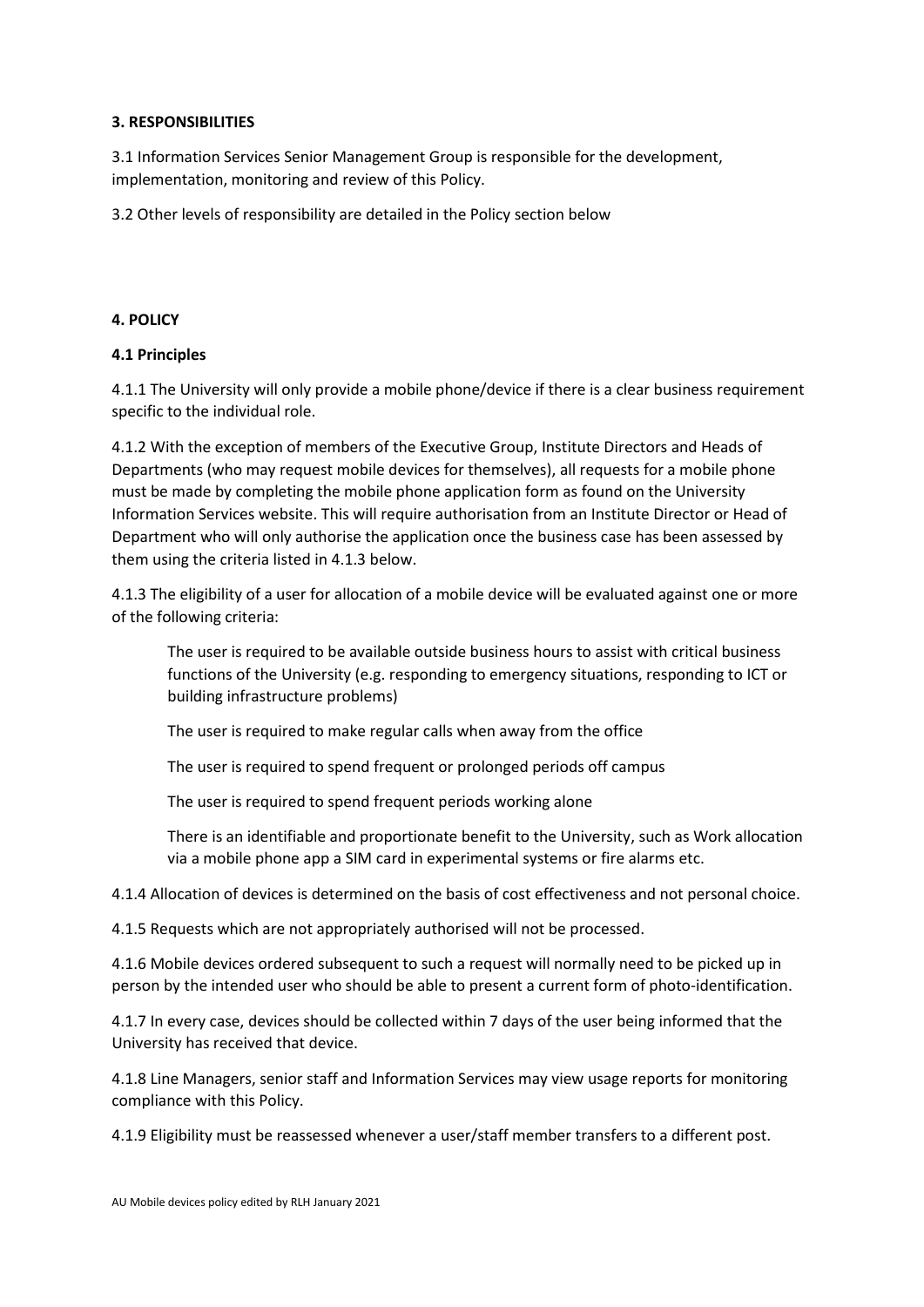**3. RESPONSIBILITIES**

3.1 Information Services Senior Management Group is responsible for the development, implementation, monitoring and review of this Policy.

3.2 Other levels of responsibility are detailed in the Policy section below

**4. POLICY**

**4.1 Principles**

4.1.1 The University will only provide a mobile phone/device if there is a clear business requirement specific to the individual role.

4.1.2 With the exception of members of the Executive Group, Institute Directors and Heads of Departments (who may request mobile devices for themselves), all requests for a mobile phone must be made by completing the mobile phone application form as found on the University Information Services website. This will require authorisation from an Institute Director or Head of Department who will only authorise the application once the business case has been assessed by them using the criteria listed in 4.1.3 below.

4.1.3 The eligibility of a user for allocation of a mobile device will be evaluated against one or more of the following criteria:

> The user is required to be available outside business hours to assist with critical business functions of the University (e.g. responding to emergency situations, responding to ICT or building infrastructure problems)
>
> The user is required to make regular calls when away from the office
>
> The user is required to spend frequent or prolonged periods off campus
>
> The user is required to spend frequent periods working alone
>
> There is an identifiable and proportionate benefit to the University, such as Work allocation via a mobile phone app a SIM card in experimental systems or fire alarms etc.

4.1.4 Allocation of devices is determined on the basis of cost effectiveness and not personal choice.

4.1.5 Requests which are not appropriately authorised will not be processed.

4.1.6 Mobile devices ordered subsequent to such a request will normally need to be picked up in person by the intended user who should be able to present a current form of photo-identification.

4.1.7 In every case, devices should be collected within 7 days of the user being informed that the University has received that device.

4.1.8 Line Managers, senior staff and Information Services may view usage reports for monitoring compliance with this Policy.

4.1.9 Eligibility must be reassessed whenever a user/staff member transfers to a different post.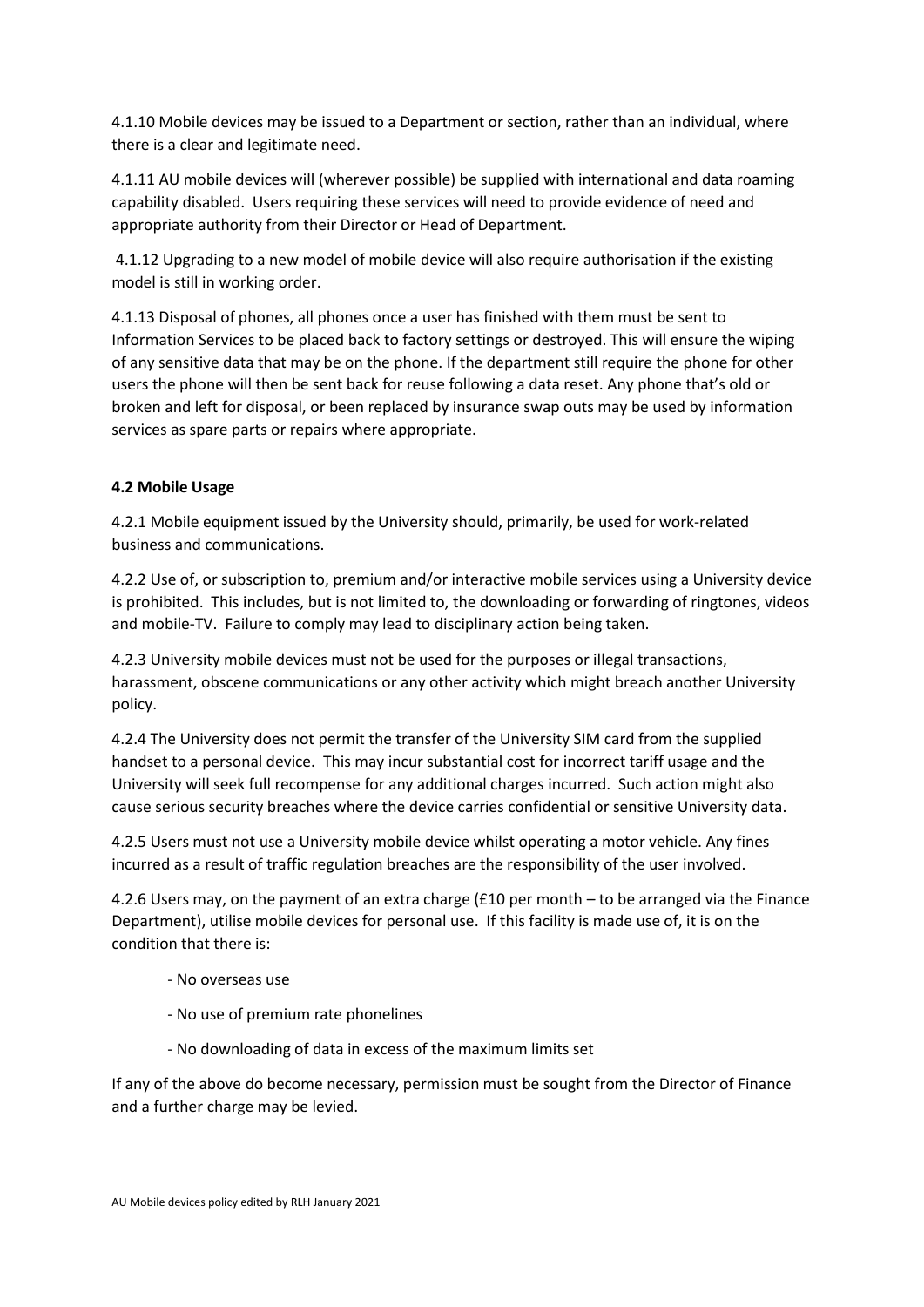4.1.10 Mobile devices may be issued to a Department or section, rather than an individual, where there is a clear and legitimate need.

4.1.11 AU mobile devices will (wherever possible) be supplied with international and data roaming capability disabled. Users requiring these services will need to provide evidence of need and appropriate authority from their Director or Head of Department.

4.1.12 Upgrading to a new model of mobile device will also require authorisation if the existing model is still in working order.

4.1.13 Disposal of phones, all phones once a user has finished with them must be sent to Information Services to be placed back to factory settings or destroyed. This will ensure the wiping of any sensitive data that may be on the phone. If the department still require the phone for other users the phone will then be sent back for reuse following a data reset. Any phone that's old or broken and left for disposal, or been replaced by insurance swap outs may be used by information services as spare parts or repairs where appropriate.

### 4.2 Mobile Usage

4.2.1 Mobile equipment issued by the University should, primarily, be used for work-related business and communications.

4.2.2 Use of, or subscription to, premium and/or interactive mobile services using a University device is prohibited. This includes, but is not limited to, the downloading or forwarding of ringtones, videos and mobile-TV. Failure to comply may lead to disciplinary action being taken.

4.2.3 University mobile devices must not be used for the purposes or illegal transactions, harassment, obscene communications or any other activity which might breach another University policy.

4.2.4 The University does not permit the transfer of the University SIM card from the supplied handset to a personal device. This may incur substantial cost for incorrect tariff usage and the University will seek full recompense for any additional charges incurred. Such action might also cause serious security breaches where the device carries confidential or sensitive University data.

4.2.5 Users must not use a University mobile device whilst operating a motor vehicle. Any fines incurred as a result of traffic regulation breaches are the responsibility of the user involved.

4.2.6 Users may, on the payment of an extra charge (£10 per month – to be arranged via the Finance Department), utilise mobile devices for personal use. If this facility is made use of, it is on the condition that there is:

- No overseas use
- No use of premium rate phonelines
- No downloading of data in excess of the maximum limits set

If any of the above do become necessary, permission must be sought from the Director of Finance and a further charge may be levied.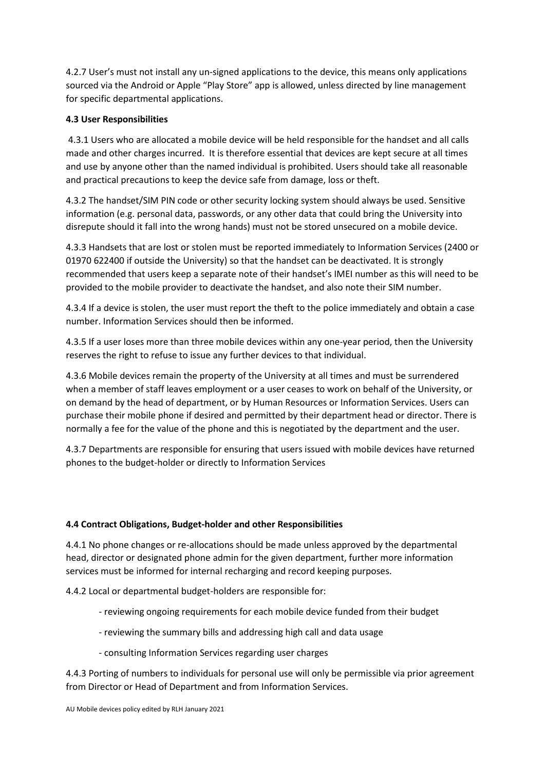4.2.7 User's must not install any un-signed applications to the device, this means only applications sourced via the Android or Apple "Play Store" app is allowed, unless directed by line management for specific departmental applications.

**4.3 User Responsibilities**

4.3.1 Users who are allocated a mobile device will be held responsible for the handset and all calls made and other charges incurred. It is therefore essential that devices are kept secure at all times and use by anyone other than the named individual is prohibited. Users should take all reasonable and practical precautions to keep the device safe from damage, loss or theft.

4.3.2 The handset/SIM PIN code or other security locking system should always be used. Sensitive information (e.g. personal data, passwords, or any other data that could bring the University into disrepute should it fall into the wrong hands) must not be stored unsecured on a mobile device.

4.3.3 Handsets that are lost or stolen must be reported immediately to Information Services (2400 or 01970 622400 if outside the University) so that the handset can be deactivated. It is strongly recommended that users keep a separate note of their handset's IMEI number as this will need to be provided to the mobile provider to deactivate the handset, and also note their SIM number.

4.3.4 If a device is stolen, the user must report the theft to the police immediately and obtain a case number. Information Services should then be informed.

4.3.5 If a user loses more than three mobile devices within any one-year period, then the University reserves the right to refuse to issue any further devices to that individual.

4.3.6 Mobile devices remain the property of the University at all times and must be surrendered when a member of staff leaves employment or a user ceases to work on behalf of the University, or on demand by the head of department, or by Human Resources or Information Services. Users can purchase their mobile phone if desired and permitted by their department head or director. There is normally a fee for the value of the phone and this is negotiated by the department and the user.

4.3.7 Departments are responsible for ensuring that users issued with mobile devices have returned phones to the budget-holder or directly to Information Services

**4.4 Contract Obligations, Budget-holder and other Responsibilities**

4.4.1 No phone changes or re-allocations should be made unless approved by the departmental head, director or designated phone admin for the given department, further more information services must be informed for internal recharging and record keeping purposes.

4.4.2 Local or departmental budget-holders are responsible for:

- reviewing ongoing requirements for each mobile device funded from their budget
- reviewing the summary bills and addressing high call and data usage
- consulting Information Services regarding user charges

4.4.3 Porting of numbers to individuals for personal use will only be permissible via prior agreement from Director or Head of Department and from Information Services.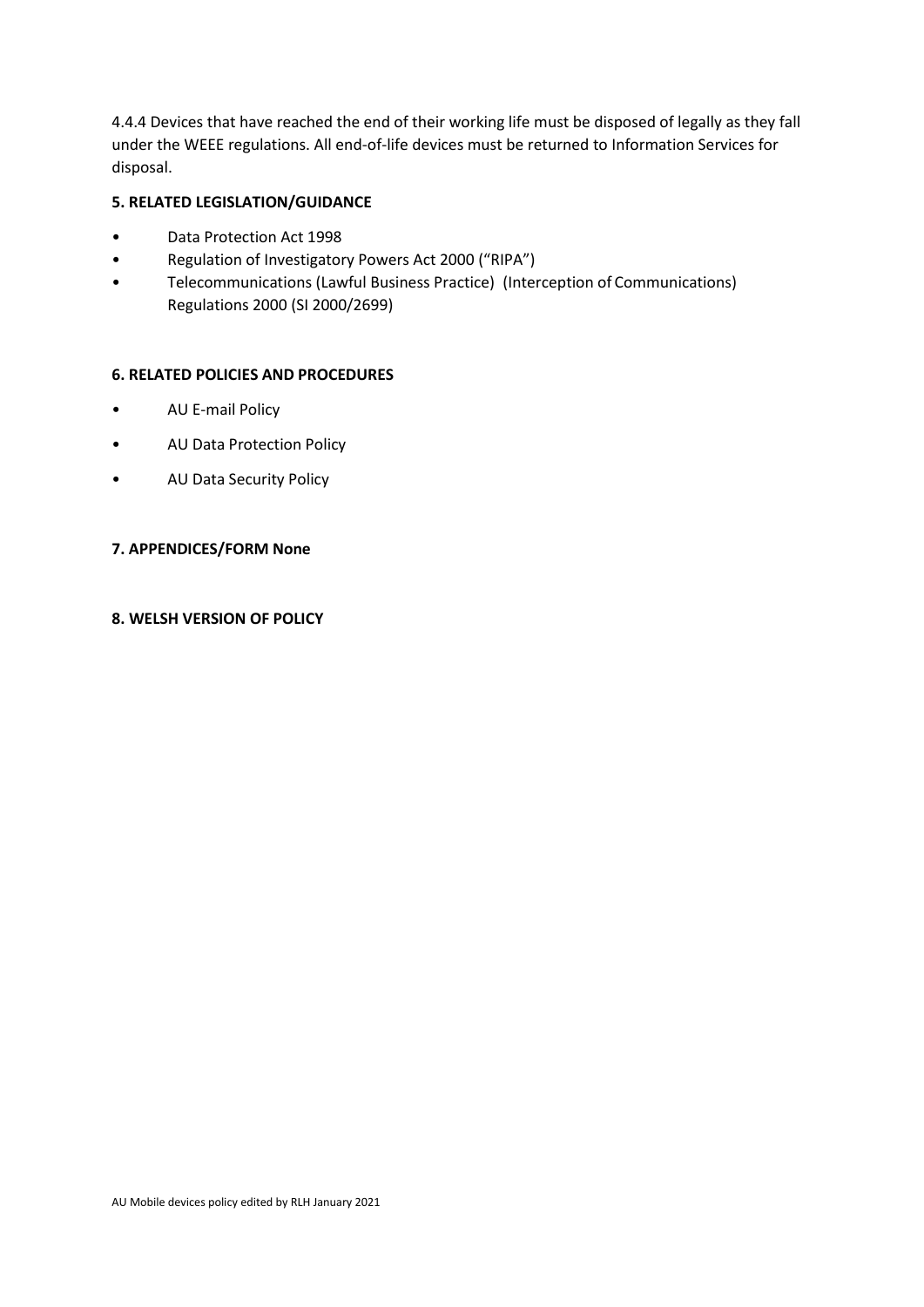4.4.4 Devices that have reached the end of their working life must be disposed of legally as they fall under the WEEE regulations. All end-of-life devices must be returned to Information Services for disposal.

## 5. RELATED LEGISLATION/GUIDANCE

- Data Protection Act 1998
- Regulation of Investigatory Powers Act 2000 ("RIPA")
- Telecommunications (Lawful Business Practice) (Interception of Communications) Regulations 2000 (SI 2000/2699)

## 6. RELATED POLICIES AND PROCEDURES

- AU E-mail Policy
- AU Data Protection Policy
- AU Data Security Policy

## 7. APPENDICES/FORM None

## 8. WELSH VERSION OF POLICY